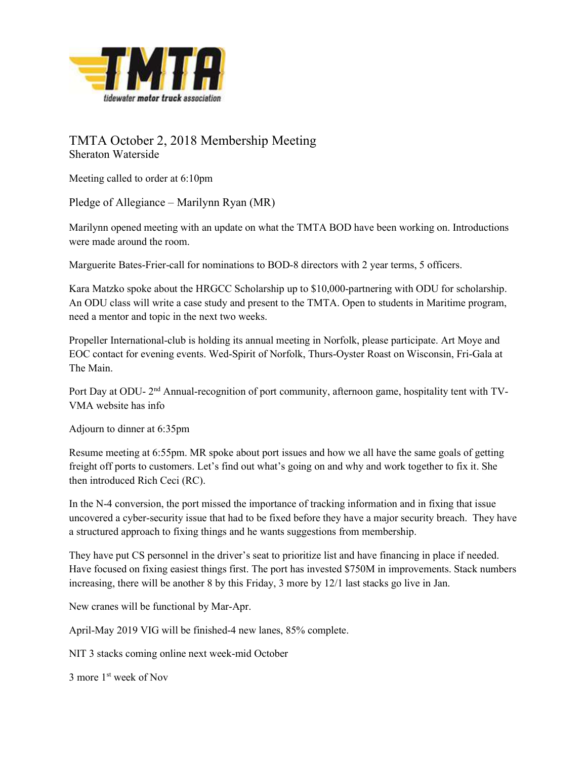# TMTA October 2, 2018 Membership Meeting

Sheraton Waterside

Meeting called to order at 6:10pm

Pledge of Allegiance – Marilynn Ryan (MR)

Marilynn opened meeting with an update on what the TMTA BOD have been working on. Introductions were made around the room.

Marguerite Bates-Frier-call for nominations to BOD-8 directors with 2 year terms, 5 officers.

Kara Matzko spoke about the HRGCC Scholarship up to $10,000-partnering with ODU for scholarship. An ODU class will write a case study and present to the TMTA. Open to students in Maritime program, need a mentor and topic in the next two weeks.

Propeller International-club is holding its annual meeting in Norfolk, please participate. Art Moye and EOC contact for evening events. Wed-Spirit of Norfolk, Thurs-Oyster Roast on Wisconsin, Fri-Gala at The Main.

Port Day at ODU- 2nd Annual-recognition of port community, afternoon game, hospitality tent with TV-VMA website has info

Adjourn to dinner at 6:35pm

Resume meeting at 6:55pm. MR spoke about port issues and how we all have the same goals of getting freight off ports to customers. Let's find out what's going on and why and work together to fix it. She then introduced Rich Ceci (RC).

In the N-4 conversion, the port missed the importance of tracking information and in fixing that issue uncovered a cyber-security issue that had to be fixed before they have a major security breach. They have a structured approach to fixing things and he wants suggestions from membership.

They have put CS personnel in the driver's seat to prioritize list and have financing in place if needed. Have focused on fixing easiest things first. The port has invested $750M in improvements. Stack numbers increasing, there will be another 8 by this Friday, 3 more by 12/1 last stacks go live in Jan.

New cranes will be functional by Mar-Apr.

April-May 2019 VIG will be finished-4 new lanes, 85% complete.

NIT 3 stacks coming online next week-mid October

3 more 1st week of Nov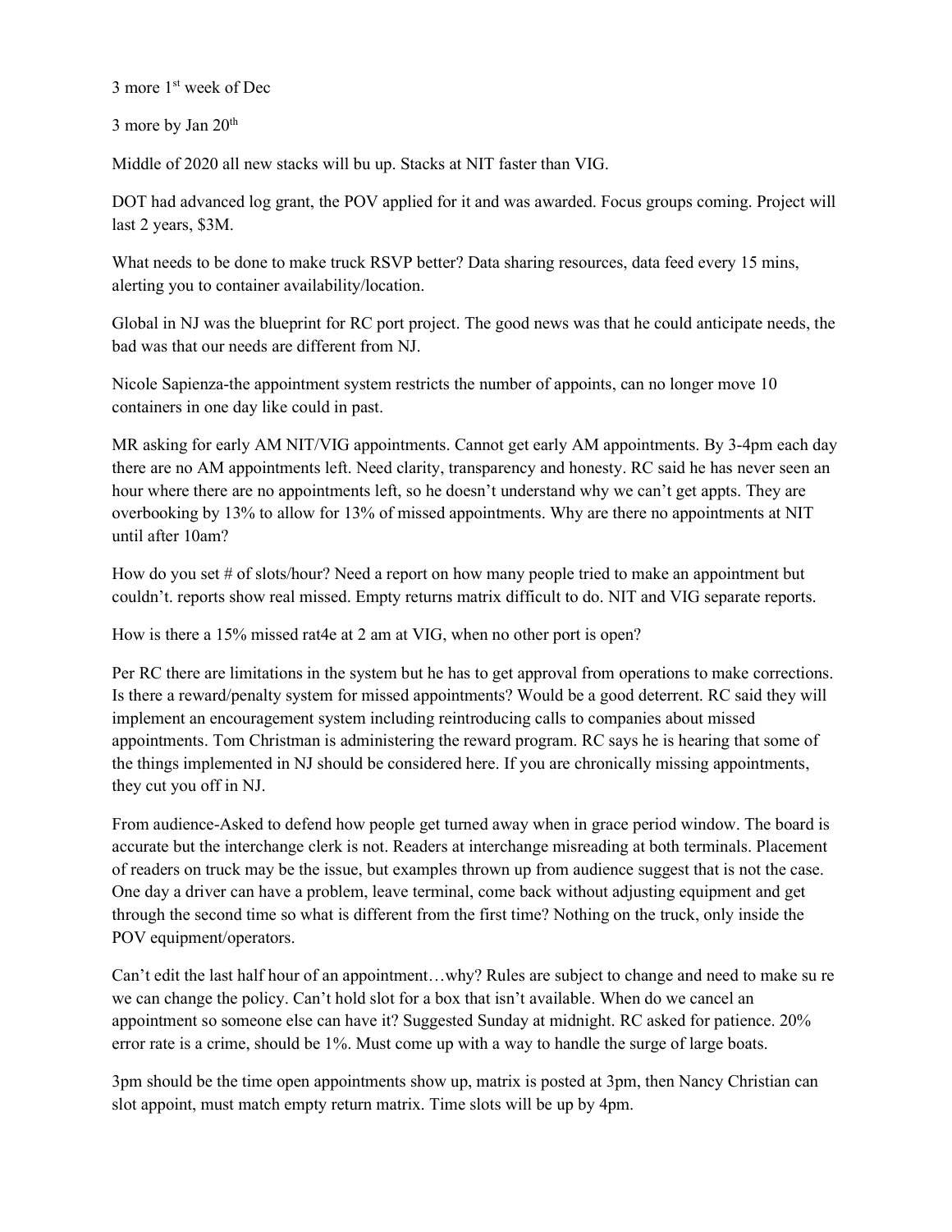3 more 1st week of Dec

3 more by Jan 20th

Middle of 2020 all new stacks will bu up. Stacks at NIT faster than VIG.

DOT had advanced log grant, the POV applied for it and was awarded. Focus groups coming. Project will last 2 years, $3M.

What needs to be done to make truck RSVP better? Data sharing resources, data feed every 15 mins, alerting you to container availability/location.

Global in NJ was the blueprint for RC port project. The good news was that he could anticipate needs, the bad was that our needs are different from NJ.

Nicole Sapienza-the appointment system restricts the number of appoints, can no longer move 10 containers in one day like could in past.

MR asking for early AM NIT/VIG appointments. Cannot get early AM appointments. By 3-4pm each day there are no AM appointments left. Need clarity, transparency and honesty. RC said he has never seen an hour where there are no appointments left, so he doesn't understand why we can't get appts. They are overbooking by 13% to allow for 13% of missed appointments. Why are there no appointments at NIT until after 10am?

How do you set # of slots/hour? Need a report on how many people tried to make an appointment but couldn't. reports show real missed. Empty returns matrix difficult to do. NIT and VIG separate reports.

How is there a 15% missed rat4e at 2 am at VIG, when no other port is open?

Per RC there are limitations in the system but he has to get approval from operations to make corrections. Is there a reward/penalty system for missed appointments? Would be a good deterrent. RC said they will implement an encouragement system including reintroducing calls to companies about missed appointments. Tom Christman is administering the reward program. RC says he is hearing that some of the things implemented in NJ should be considered here. If you are chronically missing appointments, they cut you off in NJ.

From audience-Asked to defend how people get turned away when in grace period window. The board is accurate but the interchange clerk is not. Readers at interchange misreading at both terminals. Placement of readers on truck may be the issue, but examples thrown up from audience suggest that is not the case. One day a driver can have a problem, leave terminal, come back without adjusting equipment and get through the second time so what is different from the first time? Nothing on the truck, only inside the POV equipment/operators.

Can't edit the last half hour of an appointment…why? Rules are subject to change and need to make su re we can change the policy. Can't hold slot for a box that isn't available. When do we cancel an appointment so someone else can have it? Suggested Sunday at midnight. RC asked for patience. 20% error rate is a crime, should be 1%. Must come up with a way to handle the surge of large boats.

3pm should be the time open appointments show up, matrix is posted at 3pm, then Nancy Christian can slot appoint, must match empty return matrix. Time slots will be up by 4pm.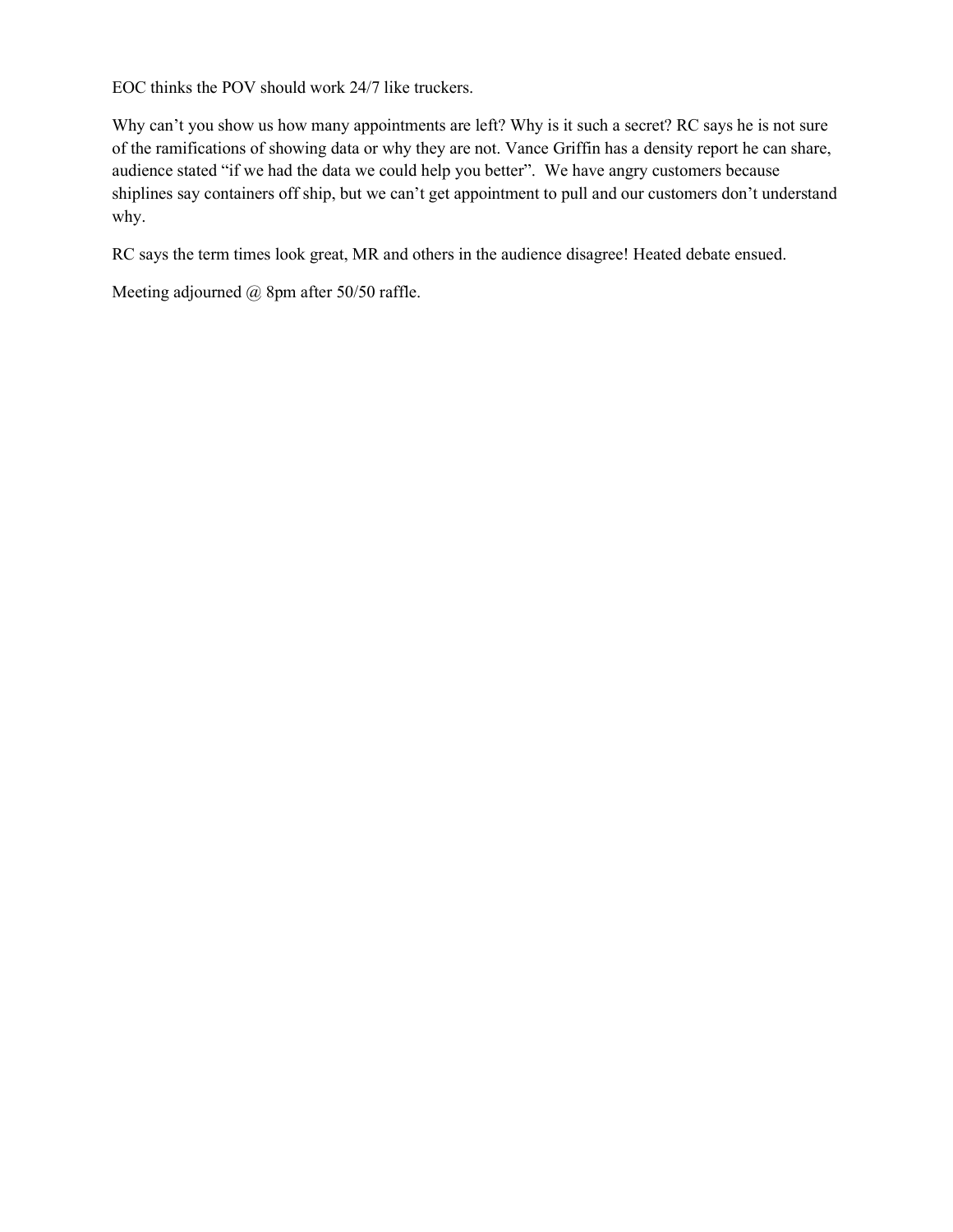EOC thinks the POV should work 24/7 like truckers.

Why can't you show us how many appointments are left? Why is it such a secret? RC says he is not sure of the ramifications of showing data or why they are not. Vance Griffin has a density report he can share, audience stated "if we had the data we could help you better". We have angry customers because shiplines say containers off ship, but we can't get appointment to pull and our customers don't understand why.

RC says the term times look great, MR and others in the audience disagree! Heated debate ensued.

Meeting adjourned @ 8pm after 50/50 raffle.